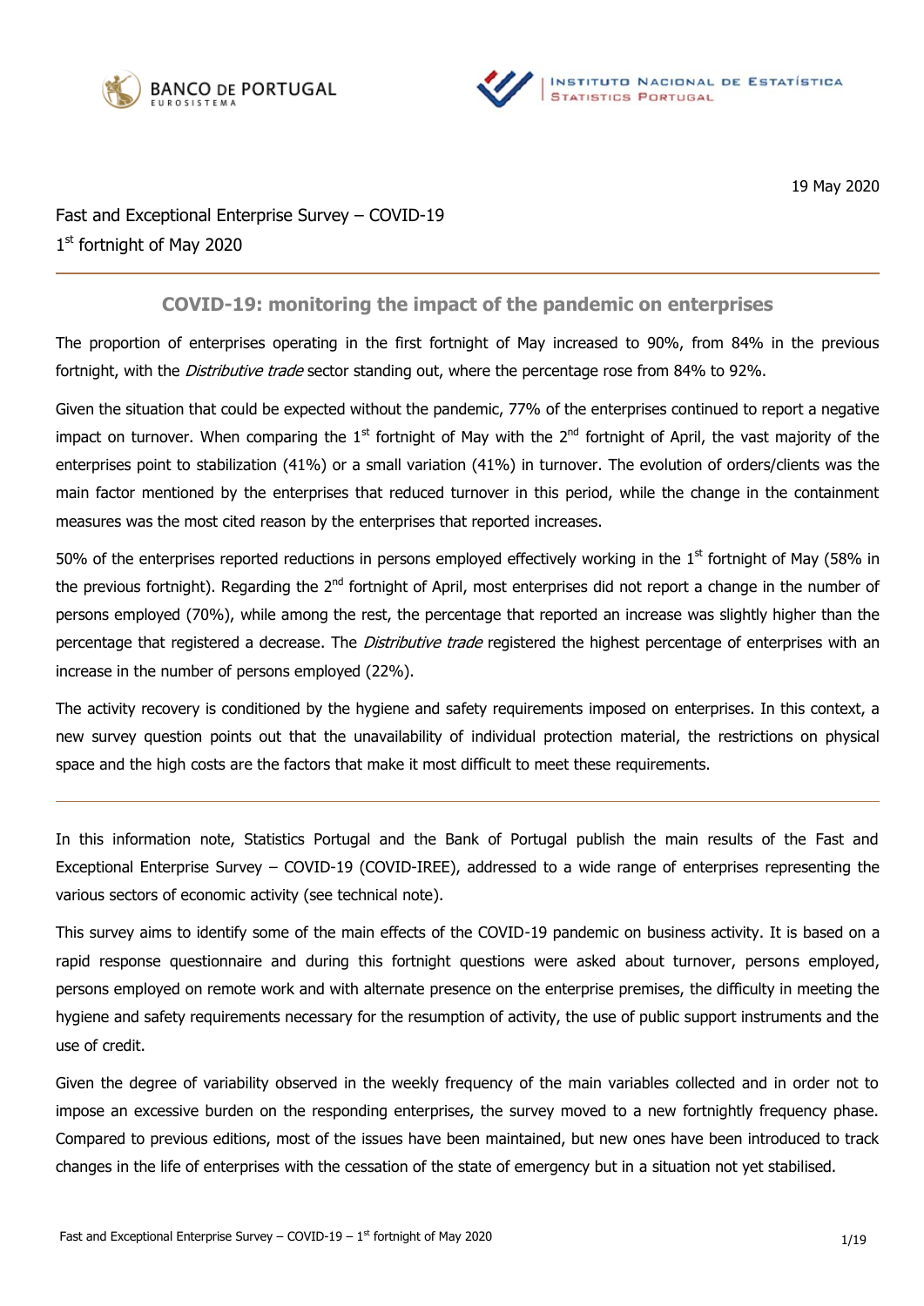19 May 2020

Fast and Exceptional Enterprise Survey – COVID-19
1st fortnight of May 2020

## COVID-19: monitoring the impact of the pandemic on enterprises

The proportion of enterprises operating in the first fortnight of May increased to 90%, from 84% in the previous fortnight, with the *Distributive trade* sector standing out, where the percentage rose from 84% to 92%.

Given the situation that could be expected without the pandemic, 77% of the enterprises continued to report a negative impact on turnover. When comparing the 1st fortnight of May with the 2nd fortnight of April, the vast majority of the enterprises point to stabilization (41%) or a small variation (41%) in turnover. The evolution of orders/clients was the main factor mentioned by the enterprises that reduced turnover in this period, while the change in the containment measures was the most cited reason by the enterprises that reported increases.

50% of the enterprises reported reductions in persons employed effectively working in the 1st fortnight of May (58% in the previous fortnight). Regarding the 2nd fortnight of April, most enterprises did not report a change in the number of persons employed (70%), while among the rest, the percentage that reported an increase was slightly higher than the percentage that registered a decrease. The *Distributive trade* registered the highest percentage of enterprises with an increase in the number of persons employed (22%).

The activity recovery is conditioned by the hygiene and safety requirements imposed on enterprises. In this context, a new survey question points out that the unavailability of individual protection material, the restrictions on physical space and the high costs are the factors that make it most difficult to meet these requirements.

---

In this information note, Statistics Portugal and the Bank of Portugal publish the main results of the Fast and Exceptional Enterprise Survey – COVID-19 (COVID-IREE), addressed to a wide range of enterprises representing the various sectors of economic activity (see technical note).

This survey aims to identify some of the main effects of the COVID-19 pandemic on business activity. It is based on a rapid response questionnaire and during this fortnight questions were asked about turnover, persons employed, persons employed on remote work and with alternate presence on the enterprise premises, the difficulty in meeting the hygiene and safety requirements necessary for the resumption of activity, the use of public support instruments and the use of credit.

Given the degree of variability observed in the weekly frequency of the main variables collected and in order not to impose an excessive burden on the responding enterprises, the survey moved to a new fortnightly frequency phase. Compared to previous editions, most of the issues have been maintained, but new ones have been introduced to track changes in the life of enterprises with the cessation of the state of emergency but in a situation not yet stabilised.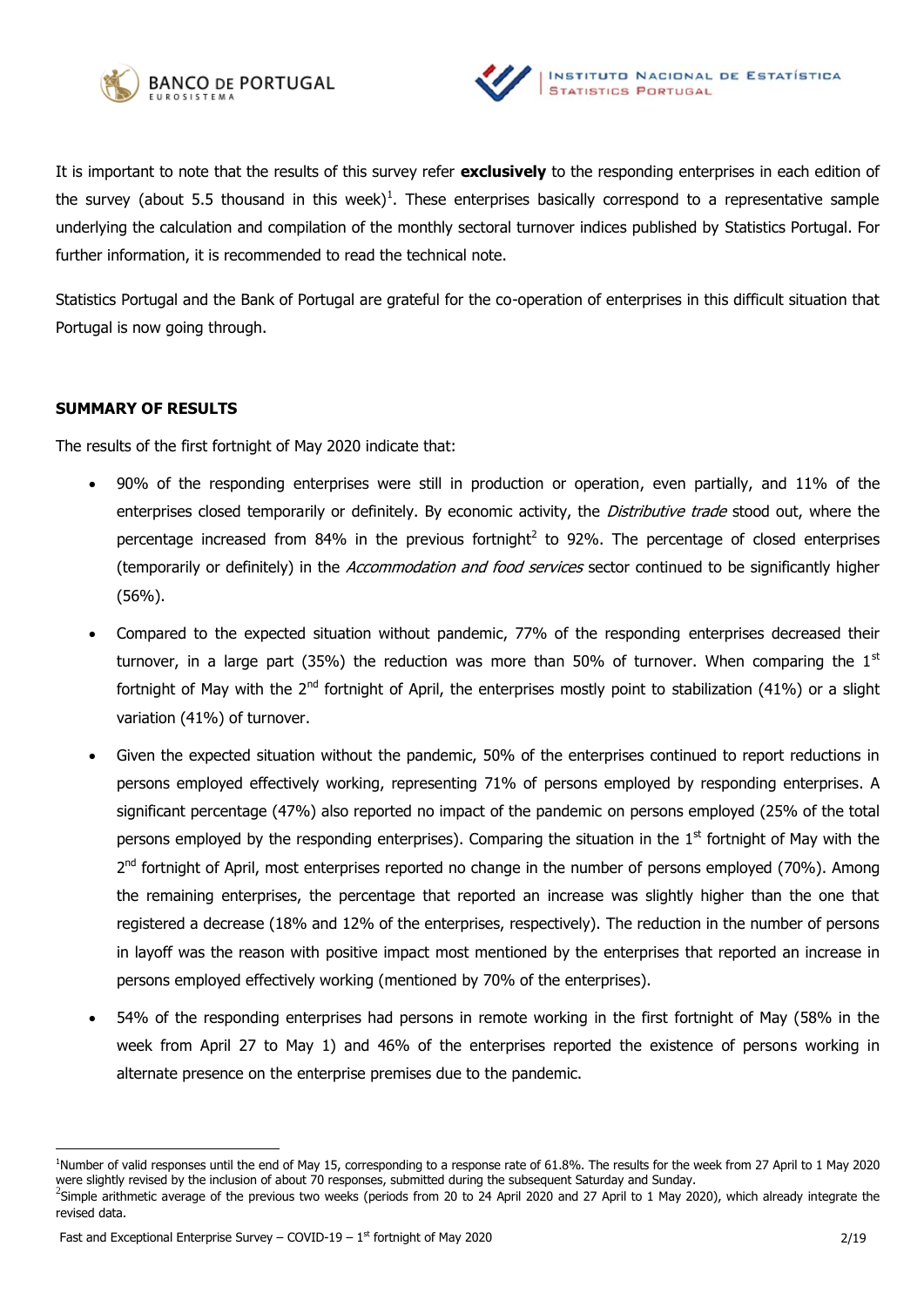It is important to note that the results of this survey refer **exclusively** to the responding enterprises in each edition of the survey (about 5.5 thousand in this week)[1]. These enterprises basically correspond to a representative sample underlying the calculation and compilation of the monthly sectoral turnover indices published by Statistics Portugal. For further information, it is recommended to read the technical note.

Statistics Portugal and the Bank of Portugal are grateful for the co-operation of enterprises in this difficult situation that Portugal is now going through.

**SUMMARY OF RESULTS**

The results of the first fortnight of May 2020 indicate that:

- 90% of the responding enterprises were still in production or operation, even partially, and 11% of the enterprises closed temporarily or definitely. By economic activity, the *Distributive trade* stood out, where the percentage increased from 84% in the previous fortnight[2] to 92%. The percentage of closed enterprises (temporarily or definitely) in the *Accommodation and food services* sector continued to be significantly higher (56%).
- Compared to the expected situation without pandemic, 77% of the responding enterprises decreased their turnover, in a large part (35%) the reduction was more than 50% of turnover. When comparing the 1st fortnight of May with the 2nd fortnight of April, the enterprises mostly point to stabilization (41%) or a slight variation (41%) of turnover.
- Given the expected situation without the pandemic, 50% of the enterprises continued to report reductions in persons employed effectively working, representing 71% of persons employed by responding enterprises. A significant percentage (47%) also reported no impact of the pandemic on persons employed (25% of the total persons employed by the responding enterprises). Comparing the situation in the 1st fortnight of May with the 2nd fortnight of April, most enterprises reported no change in the number of persons employed (70%). Among the remaining enterprises, the percentage that reported an increase was slightly higher than the one that registered a decrease (18% and 12% of the enterprises, respectively). The reduction in the number of persons in layoff was the reason with positive impact most mentioned by the enterprises that reported an increase in persons employed effectively working (mentioned by 70% of the enterprises).
- 54% of the responding enterprises had persons in remote working in the first fortnight of May (58% in the week from April 27 to May 1) and 46% of the enterprises reported the existence of persons working in alternate presence on the enterprise premises due to the pandemic.

[1] Number of valid responses until the end of May 15, corresponding to a response rate of 61.8%. The results for the week from 27 April to 1 May 2020 were slightly revised by the inclusion of about 70 responses, submitted during the subsequent Saturday and Sunday.

[2] Simple arithmetic average of the previous two weeks (periods from 20 to 24 April 2020 and 27 April to 1 May 2020), which already integrate the revised data.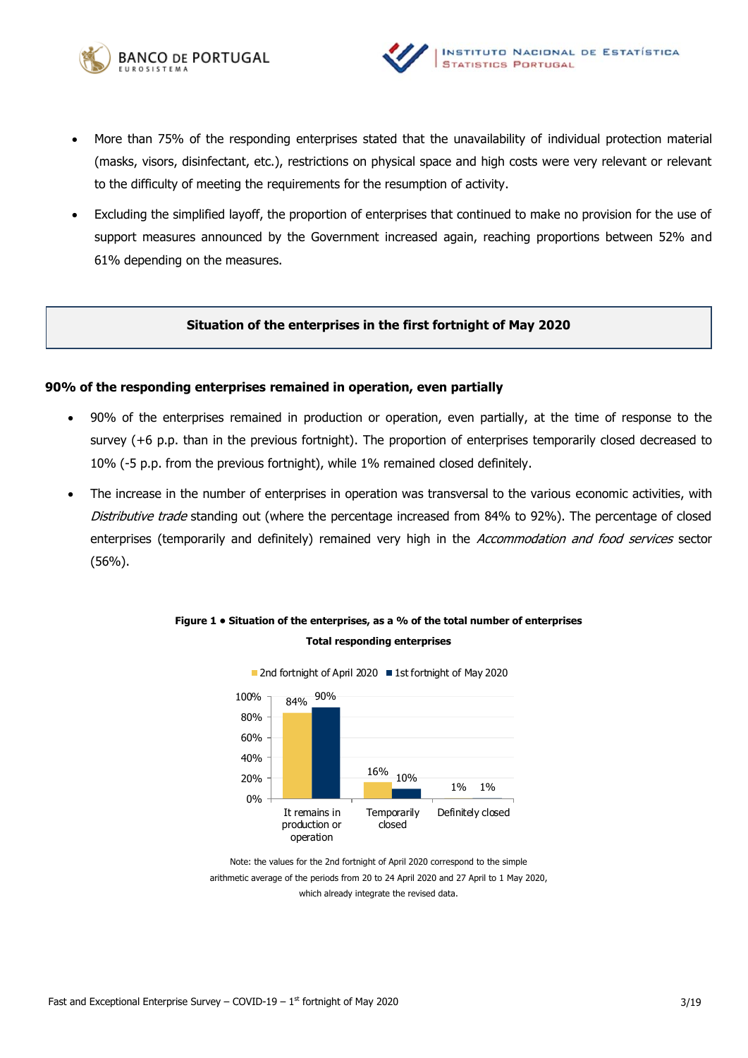- More than 75% of the responding enterprises stated that the unavailability of individual protection material (masks, visors, disinfectant, etc.), restrictions on physical space and high costs were very relevant or relevant to the difficulty of meeting the requirements for the resumption of activity.
- Excluding the simplified layoff, the proportion of enterprises that continued to make no provision for the use of support measures announced by the Government increased again, reaching proportions between 52% and 61% depending on the measures.

## Situation of the enterprises in the first fortnight of May 2020

### 90% of the responding enterprises remained in operation, even partially

- 90% of the enterprises remained in production or operation, even partially, at the time of response to the survey (+6 p.p. than in the previous fortnight). The proportion of enterprises temporarily closed decreased to 10% (-5 p.p. from the previous fortnight), while 1% remained closed definitely.
- The increase in the number of enterprises in operation was transversal to the various economic activities, with *Distributive trade* standing out (where the percentage increased from 84% to 92%). The percentage of closed enterprises (temporarily and definitely) remained very high in the *Accommodation and food services* sector (56%).

**Figure 1 • Situation of the enterprises, as a % of the total number of enterprises**

**Total responding enterprises**

| | 2nd fortnight of April 2020 | 1st fortnight of May 2020 |
|---|---|---|
| It remains in production or operation | 84% | 90% |
| Temporarily closed | 16% | 10% |
| Definitely closed | 1% | 1% |

Note: the values for the 2nd fortnight of April 2020 correspond to the simple arithmetic average of the periods from 20 to 24 April 2020 and 27 April to 1 May 2020, which already integrate the revised data.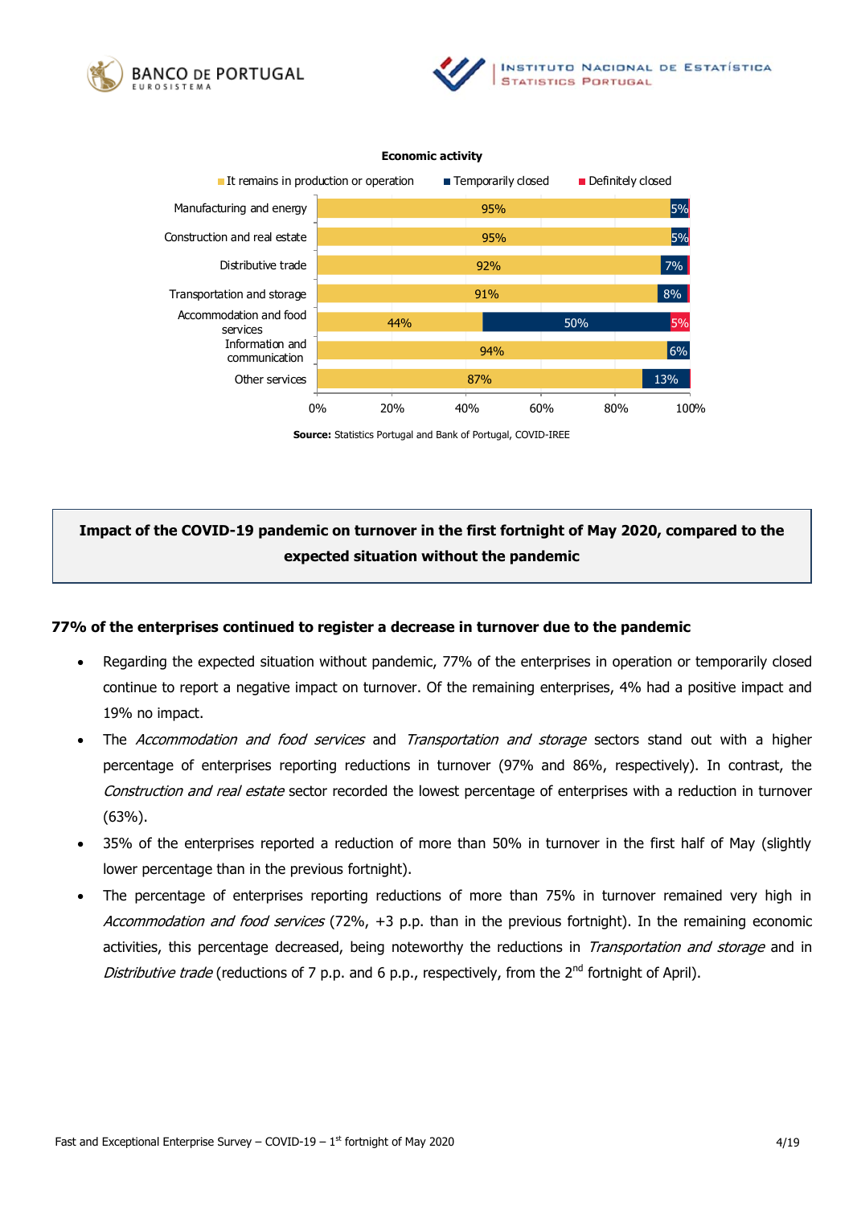**Economic activity**

| Economic activity | It remains in production or operation | Temporarily closed | Definitely closed |
|---|---|---|---|
| Manufacturing and energy | 95% | 5% | |
| Construction and real estate | 95% | 5% | |
| Distributive trade | 92% | 7% | |
| Transportation and storage | 91% | 8% | |
| Accommodation and food services | 44% | 50% | 5% |
| Information and communication | 94% | 6% | |
| Other services | 87% | 13% | |

**Source:** Statistics Portugal and Bank of Portugal, COVID-IREE

## Impact of the COVID-19 pandemic on turnover in the first fortnight of May 2020, compared to the expected situation without the pandemic

### 77% of the enterprises continued to register a decrease in turnover due to the pandemic

- Regarding the expected situation without pandemic, 77% of the enterprises in operation or temporarily closed continue to report a negative impact on turnover. Of the remaining enterprises, 4% had a positive impact and 19% no impact.
- The *Accommodation and food services* and *Transportation and storage* sectors stand out with a higher percentage of enterprises reporting reductions in turnover (97% and 86%, respectively). In contrast, the *Construction and real estate* sector recorded the lowest percentage of enterprises with a reduction in turnover (63%).
- 35% of the enterprises reported a reduction of more than 50% in turnover in the first half of May (slightly lower percentage than in the previous fortnight).
- The percentage of enterprises reporting reductions of more than 75% in turnover remained very high in *Accommodation and food services* (72%, +3 p.p. than in the previous fortnight). In the remaining economic activities, this percentage decreased, being noteworthy the reductions in *Transportation and storage* and in *Distributive trade* (reductions of 7 p.p. and 6 p.p., respectively, from the 2nd fortnight of April).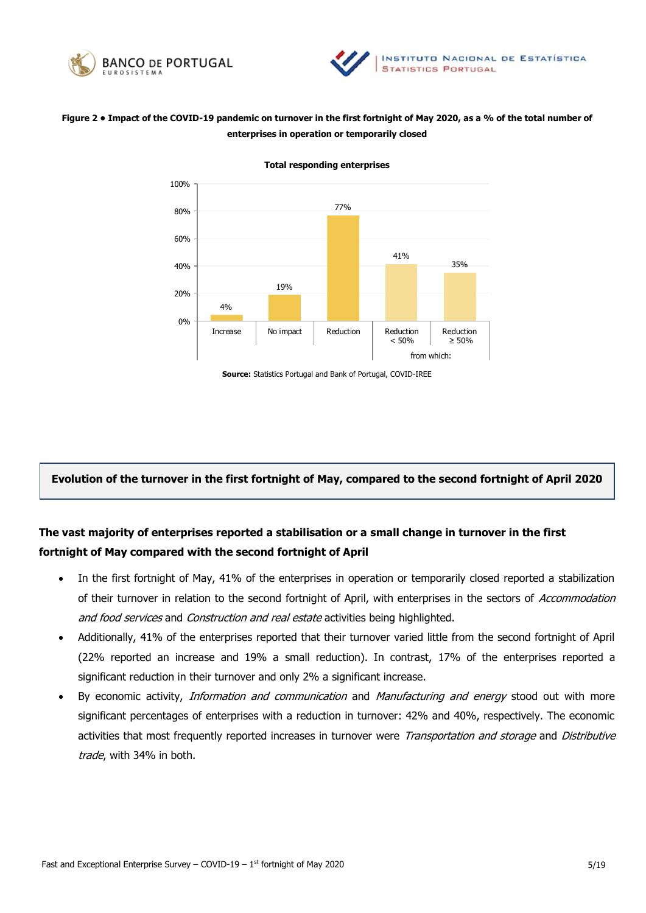**Figure 2 • Impact of the COVID-19 pandemic on turnover in the first fortnight of May 2020, as a % of the total number of enterprises in operation or temporarily closed**

**Total responding enterprises**

| Increase | No impact | Reduction | from which: Reduction < 50% | from which: Reduction ≥ 50% |
|---|---|---|---|---|
| 4% | 19% | 77% | 41% | 35% |

**Source:** Statistics Portugal and Bank of Portugal, COVID-IREE

## Evolution of the turnover in the first fortnight of May, compared to the second fortnight of April 2020

### The vast majority of enterprises reported a stabilisation or a small change in turnover in the first fortnight of May compared with the second fortnight of April

- In the first fortnight of May, 41% of the enterprises in operation or temporarily closed reported a stabilization of their turnover in relation to the second fortnight of April, with enterprises in the sectors of *Accommodation and food services* and *Construction and real estate* activities being highlighted.
- Additionally, 41% of the enterprises reported that their turnover varied little from the second fortnight of April (22% reported an increase and 19% a small reduction). In contrast, 17% of the enterprises reported a significant reduction in their turnover and only 2% a significant increase.
- By economic activity, *Information and communication* and *Manufacturing and energy* stood out with more significant percentages of enterprises with a reduction in turnover: 42% and 40%, respectively. The economic activities that most frequently reported increases in turnover were *Transportation and storage* and *Distributive trade*, with 34% in both.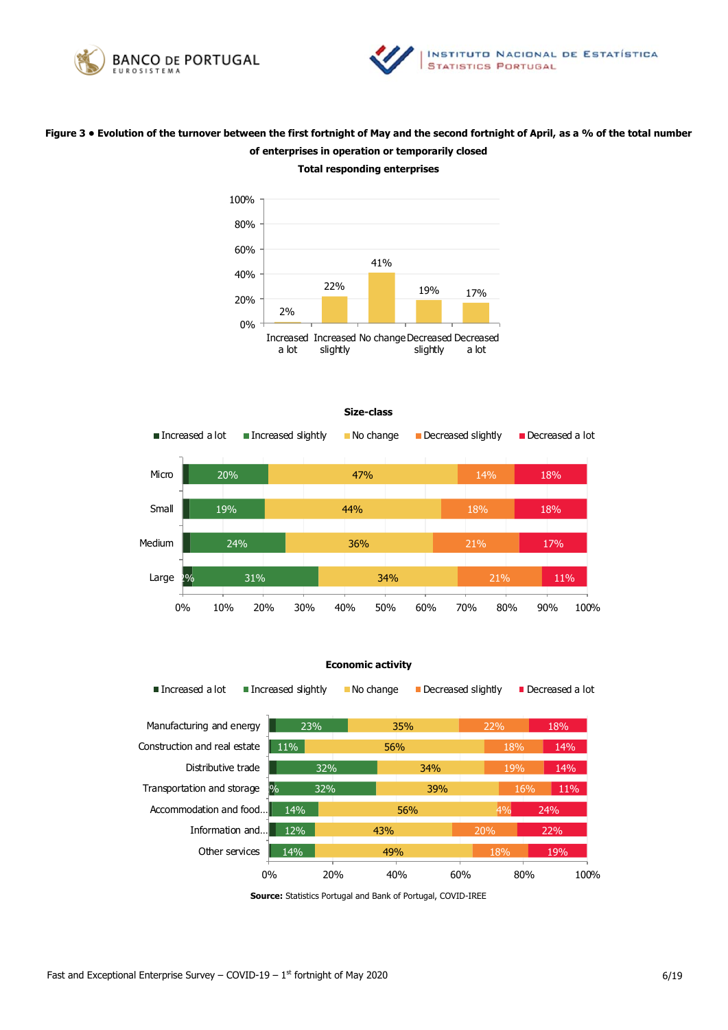**Figure 3 • Evolution of the turnover between the first fortnight of May and the second fortnight of April, as a % of the total number of enterprises in operation or temporarily closed**

**Total responding enterprises**

| Increased a lot | Increased slightly | No change | Decreased slightly | Decreased a lot |
|---|---|---|---|---|
| 2% | 22% | 41% | 19% | 17% |

**Size-class**

| | Increased a lot | Increased slightly | No change | Decreased slightly | Decreased a lot |
|---|---|---|---|---|---|
| Micro | | 20% | 47% | 14% | 18% |
| Small | | 19% | 44% | 18% | 18% |
| Medium | | 24% | 36% | 21% | 17% |
| Large | 2% | 31% | 34% | 21% | 11% |

**Economic activity**

| | Increased a lot | Increased slightly | No change | Decreased slightly | Decreased a lot |
|---|---|---|---|---|---|
| Manufacturing and energy | | 23% | 35% | 22% | 18% |
| Construction and real estate | | 11% | 56% | 18% | 14% |
| Distributive trade | | 32% | 34% | 19% | 14% |
| Transportation and storage | % | 32% | 39% | 16% | 11% |
| Accommodation and food... | | 14% | 56% | 4% | 24% |
| Information and... | | 12% | 43% | 20% | 22% |
| Other services | | 14% | 49% | 18% | 19% |

**Source:** Statistics Portugal and Bank of Portugal, COVID-IREE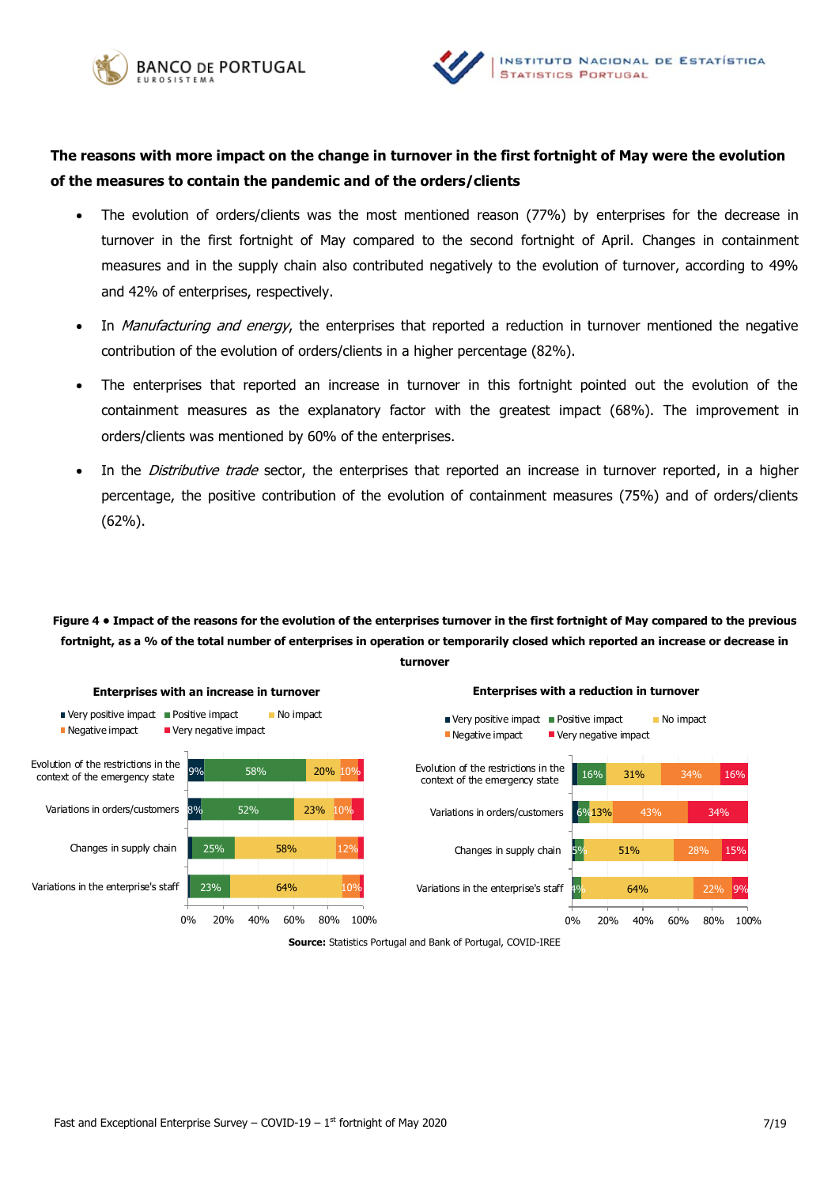**The reasons with more impact on the change in turnover in the first fortnight of May were the evolution of the measures to contain the pandemic and of the orders/clients**

- The evolution of orders/clients was the most mentioned reason (77%) by enterprises for the decrease in turnover in the first fortnight of May compared to the second fortnight of April. Changes in containment measures and in the supply chain also contributed negatively to the evolution of turnover, according to 49% and 42% of enterprises, respectively.
- In *Manufacturing and energy*, the enterprises that reported a reduction in turnover mentioned the negative contribution of the evolution of orders/clients in a higher percentage (82%).
- The enterprises that reported an increase in turnover in this fortnight pointed out the evolution of the containment measures as the explanatory factor with the greatest impact (68%). The improvement in orders/clients was mentioned by 60% of the enterprises.
- In the *Distributive trade* sector, the enterprises that reported an increase in turnover reported, in a higher percentage, the positive contribution of the evolution of containment measures (75%) and of orders/clients (62%).

**Figure 4 • Impact of the reasons for the evolution of the enterprises turnover in the first fortnight of May compared to the previous fortnight, as a % of the total number of enterprises in operation or temporarily closed which reported an increase or decrease in turnover**

**Enterprises with an increase in turnover**

| | Very positive impact | Positive impact | No impact | Negative impact | Very negative impact |
|---|---|---|---|---|---|
| Evolution of the restrictions in the context of the emergency state | 9% | 58% | 20% | 10% | |
| Variations in orders/customers | 8% | 52% | 23% | 10% | |
| Changes in supply chain | | 25% | 58% | 12% | |
| Variations in the enterprise's staff | | 23% | 64% | 10% | |

**Enterprises with a reduction in turnover**

| | Very positive impact | Positive impact | No impact | Negative impact | Very negative impact |
|---|---|---|---|---|---|
| Evolution of the restrictions in the context of the emergency state | | 16% | 31% | 34% | 16% |
| Variations in orders/customers | | 6% | 13% | 43% | 34% |
| Changes in supply chain | | 5% | 51% | 28% | 15% |
| Variations in the enterprise's staff | | 4% | 64% | 22% | 9% |

**Source:** Statistics Portugal and Bank of Portugal, COVID-IREE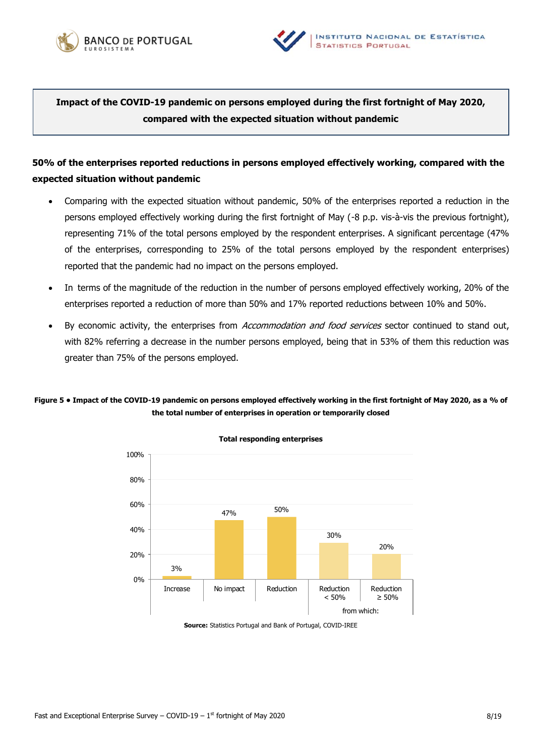**Impact of the COVID-19 pandemic on persons employed during the first fortnight of May 2020, compared with the expected situation without pandemic**

## 50% of the enterprises reported reductions in persons employed effectively working, compared with the expected situation without pandemic

- Comparing with the expected situation without pandemic, 50% of the enterprises reported a reduction in the persons employed effectively working during the first fortnight of May (-8 p.p. vis-à-vis the previous fortnight), representing 71% of the total persons employed by the respondent enterprises. A significant percentage (47% of the enterprises, corresponding to 25% of the total persons employed by the respondent enterprises) reported that the pandemic had no impact on the persons employed.
- In terms of the magnitude of the reduction in the number of persons employed effectively working, 20% of the enterprises reported a reduction of more than 50% and 17% reported reductions between 10% and 50%.
- By economic activity, the enterprises from *Accommodation and food services* sector continued to stand out, with 82% referring a decrease in the number persons employed, being that in 53% of them this reduction was greater than 75% of the persons employed.

**Figure 5 • Impact of the COVID-19 pandemic on persons employed effectively working in the first fortnight of May 2020, as a % of the total number of enterprises in operation or temporarily closed**

Total responding enterprises

| Increase | No impact | Reduction | from which: Reduction < 50% | from which: Reduction ≥ 50% |
|---|---|---|---|---|
| 3% | 47% | 50% | 30% | 20% |

**Source:** Statistics Portugal and Bank of Portugal, COVID-IREE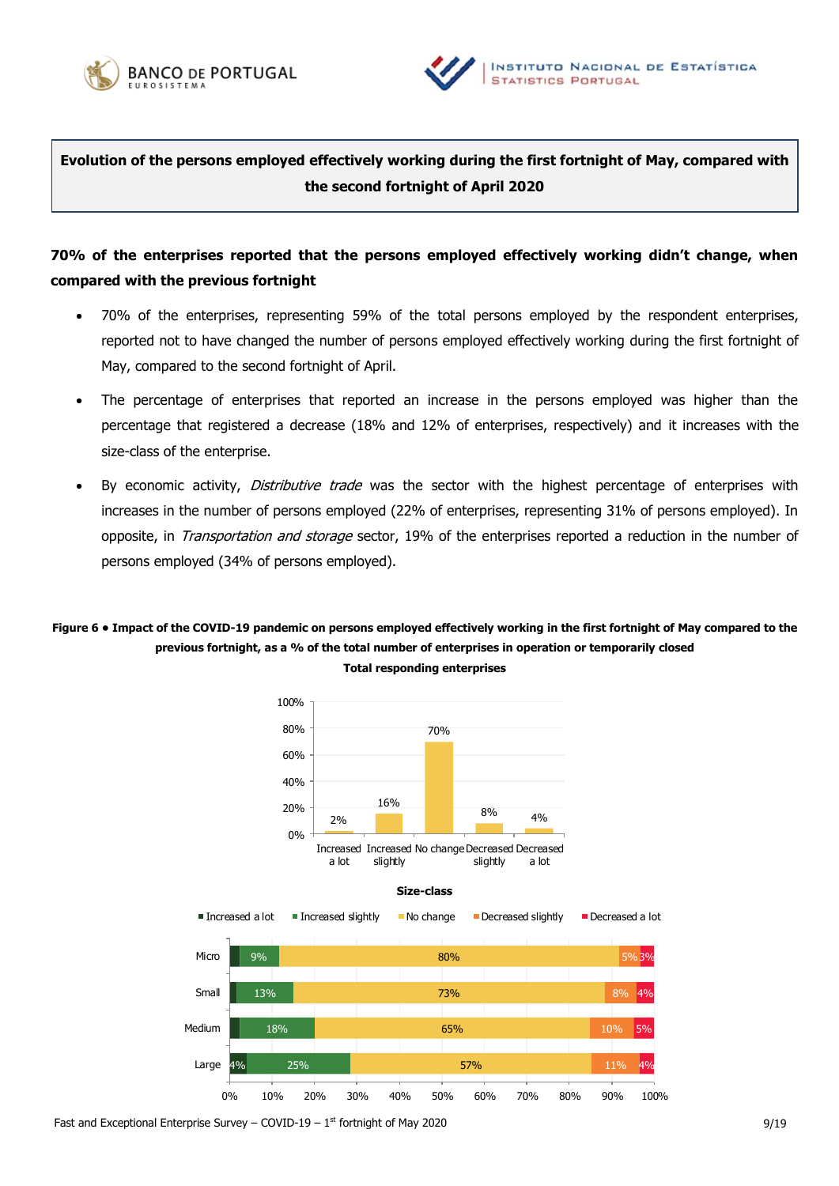**Evolution of the persons employed effectively working during the first fortnight of May, compared with the second fortnight of April 2020**

**70% of the enterprises reported that the persons employed effectively working didn't change, when compared with the previous fortnight**

- 70% of the enterprises, representing 59% of the total persons employed by the respondent enterprises, reported not to have changed the number of persons employed effectively working during the first fortnight of May, compared to the second fortnight of April.
- The percentage of enterprises that reported an increase in the persons employed was higher than the percentage that registered a decrease (18% and 12% of enterprises, respectively) and it increases with the size-class of the enterprise.
- By economic activity, *Distributive trade* was the sector with the highest percentage of enterprises with increases in the number of persons employed (22% of enterprises, representing 31% of persons employed). In opposite, in *Transportation and storage* sector, 19% of the enterprises reported a reduction in the number of persons employed (34% of persons employed).

**Figure 6 • Impact of the COVID-19 pandemic on persons employed effectively working in the first fortnight of May compared to the previous fortnight, as a % of the total number of enterprises in operation or temporarily closed**

**Total responding enterprises**

| Increased a lot | Increased slightly | No change | Decreased slightly | Decreased a lot |
|---|---|---|---|---|
| 2% | 16% | 70% | 8% | 4% |

**Size-class**

| Size-class | Increased a lot | Increased slightly | No change | Decreased slightly | Decreased a lot |
|---|---|---|---|---|---|
| Micro | | 9% | 80% | 5% | 3% |
| Small | | 13% | 73% | 8% | 4% |
| Medium | | 18% | 65% | 10% | 5% |
| Large | 4% | 25% | 57% | 11% | 4% |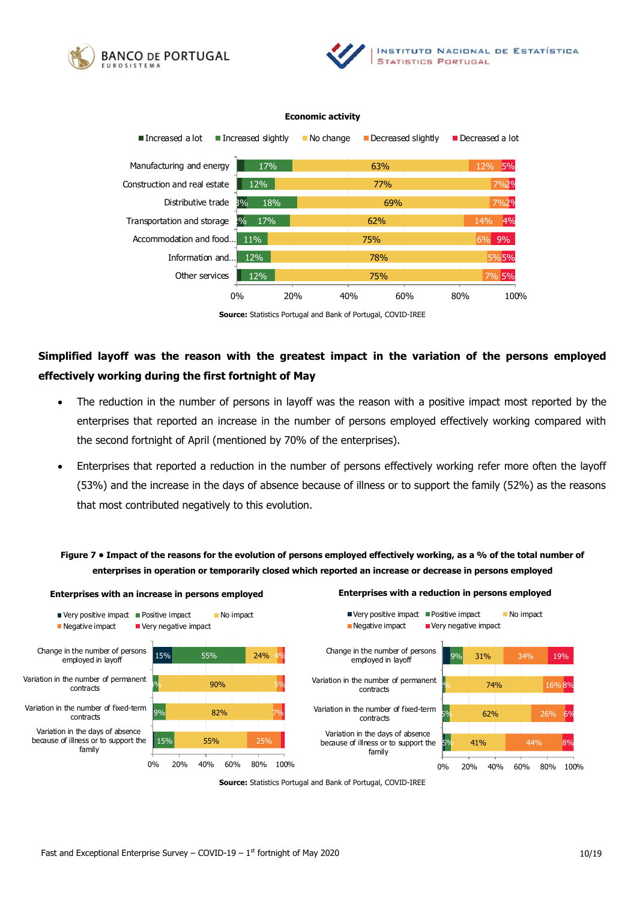**Economic activity**

| | Increased a lot | Increased slightly | No change | Decreased slightly | Decreased a lot |
|---|---|---|---|---|---|
| Manufacturing and energy | | 17% | 63% | 12% | 5% |
| Construction and real estate | | 12% | 77% | 7% | 2% |
| Distributive trade | 3% | 18% | 69% | 7% | 2% |
| Transportation and storage | 2% | 17% | 62% | 14% | 4% |
| Accommodation and food... | | 11% | 75% | 6% | 9% |
| Information and... | | 12% | 78% | 5% | 5% |
| Other services | | 12% | 75% | 7% | 5% |

**Source:** Statistics Portugal and Bank of Portugal, COVID-IREE

**Simplified layoff was the reason with the greatest impact in the variation of the persons employed effectively working during the first fortnight of May**

- The reduction in the number of persons in layoff was the reason with a positive impact most reported by the enterprises that reported an increase in the number of persons employed effectively working compared with the second fortnight of April (mentioned by 70% of the enterprises).
- Enterprises that reported a reduction in the number of persons effectively working refer more often the layoff (53%) and the increase in the days of absence because of illness or to support the family (52%) as the reasons that most contributed negatively to this evolution.

**Figure 7 • Impact of the reasons for the evolution of persons employed effectively working, as a % of the total number of enterprises in operation or temporarily closed which reported an increase or decrease in persons employed**

**Enterprises with an increase in persons employed**

| | Very positive impact | Positive impact | No impact | Negative impact | Very negative impact |
|---|---|---|---|---|---|
| Change in the number of persons employed in layoff | 15% | 55% | 24% | 4% | |
| Variation in the number of permanent contracts | 3% | | 90% | 5% | |
| Variation in the number of fixed-term contracts | | 9% | 82% | 7% | |
| Variation in the days of absence because of illness or to support the family | | 15% | 55% | 25% | |

**Enterprises with a reduction in persons employed**

| | Very positive impact | Positive impact | No impact | Negative impact | Very negative impact |
|---|---|---|---|---|---|
| Change in the number of persons employed in layoff | | 9% | 31% | 34% | 19% |
| Variation in the number of permanent contracts | | % | 74% | 16% | 8% |
| Variation in the number of fixed-term contracts | | 5% | 62% | 26% | 6% |
| Variation in the days of absence because of illness or to support the family | | 5% | 41% | 44% | 8% |

**Source:** Statistics Portugal and Bank of Portugal, COVID-IREE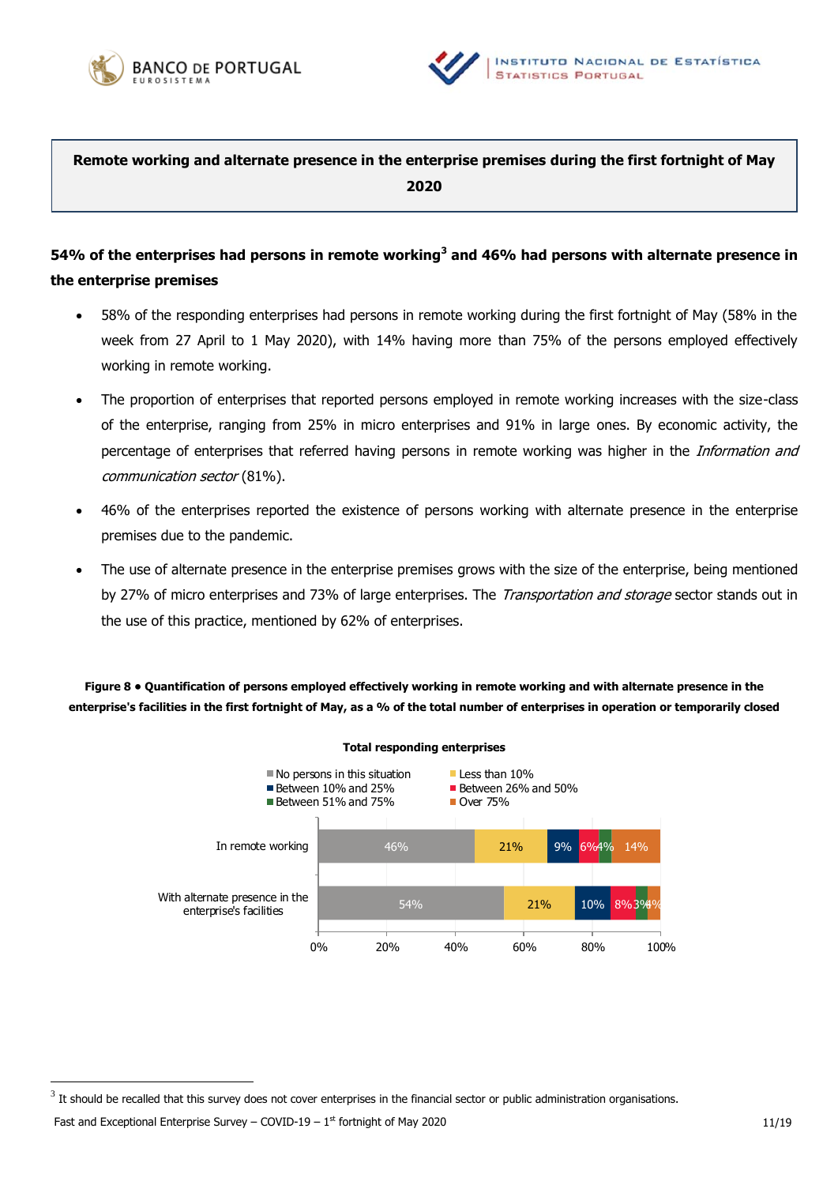**Remote working and alternate presence in the enterprise premises during the first fortnight of May 2020**

## 54% of the enterprises had persons in remote working[3] and 46% had persons with alternate presence in the enterprise premises

- 58% of the responding enterprises had persons in remote working during the first fortnight of May (58% in the week from 27 April to 1 May 2020), with 14% having more than 75% of the persons employed effectively working in remote working.
- The proportion of enterprises that reported persons employed in remote working increases with the size-class of the enterprise, ranging from 25% in micro enterprises and 91% in large ones. By economic activity, the percentage of enterprises that referred having persons in remote working was higher in the *Information and communication sector* (81%).
- 46% of the enterprises reported the existence of persons working with alternate presence in the enterprise premises due to the pandemic.
- The use of alternate presence in the enterprise premises grows with the size of the enterprise, being mentioned by 27% of micro enterprises and 73% of large enterprises. The *Transportation and storage* sector stands out in the use of this practice, mentioned by 62% of enterprises.

**Figure 8 • Quantification of persons employed effectively working in remote working and with alternate presence in the enterprise's facilities in the first fortnight of May, as a % of the total number of enterprises in operation or temporarily closed**

**Total responding enterprises**

| | No persons in this situation | Less than 10% | Between 10% and 25% | Between 26% and 50% | Between 51% and 75% | Over 75% |
|---|---|---|---|---|---|---|
| In remote working | 46% | 21% | 9% | 6% | 4% | 14% |
| With alternate presence in the enterprise's facilities | 54% | 21% | 10% | 8% | 3% | 4% |

[3] It should be recalled that this survey does not cover enterprises in the financial sector or public administration organisations.

Fast and Exceptional Enterprise Survey – COVID-19 – 1st fortnight of May 2020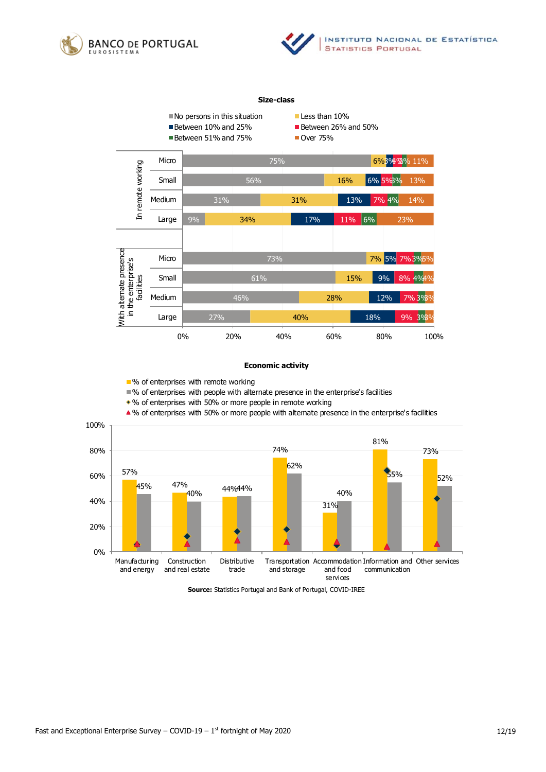**Size-class**

| | | No persons in this situation | Less than 10% | Between 10% and 25% | Between 26% and 50% | Between 51% and 75% | Over 75% |
|---|---|---|---|---|---|---|---|
| In remote working | Micro | 75% | 6% | 3% | 4% | 2% | 11% |
| | Small | 56% | 16% | 6% | 5% | 3% | 13% |
| | Medium | 31% | 31% | 13% | 7% | 4% | 14% |
| | Large | 9% | 34% | 17% | 11% | 6% | 23% |
| With alternate presence in the enterprise's facilities | Micro | 73% | 7% | 5% | 7% | 3% | 5% |
| | Small | 61% | 15% | 9% | 8% | 4% | 4% |
| | Medium | 46% | 28% | 12% | 7% | 3% | 3% |
| | Large | 27% | 40% | 18% | 9% | 3% | 3% |

**Economic activity**

| | % of enterprises with remote working | % of enterprises with people with alternate presence in the enterprise's facilities |
|---|---|---|
| Manufacturing and energy | 57% | 45% |
| Construction and real estate | 47% | 40% |
| Distributive trade | 44% | 44% |
| Transportation and storage | 74% | 62% |
| Accommodation and food services | 31% | 40% |
| Information and communication | 81% | 55% |
| Other services | 73% | 52% |

Also shown: % of enterprises with 50% or more people in remote working; % of enterprises with 50% or more people with alternate presence in the enterprise's facilities.

**Source:** Statistics Portugal and Bank of Portugal, COVID-IREE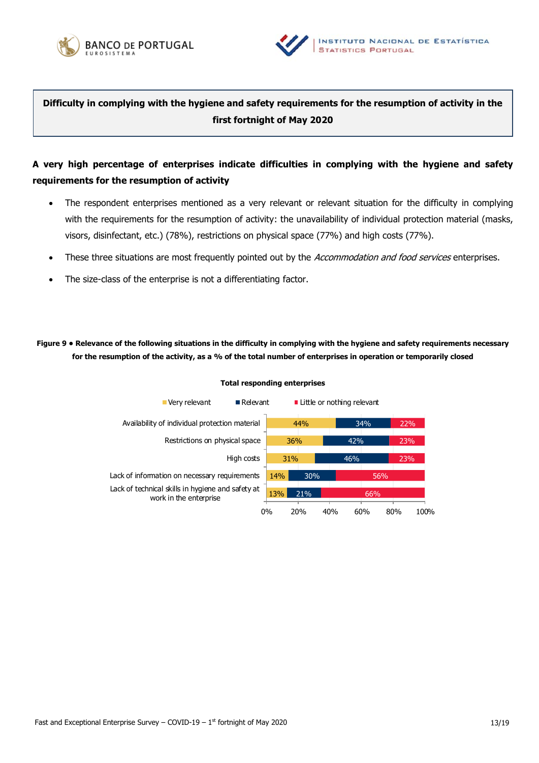**Difficulty in complying with the hygiene and safety requirements for the resumption of activity in the first fortnight of May 2020**

**A very high percentage of enterprises indicate difficulties in complying with the hygiene and safety requirements for the resumption of activity**

- The respondent enterprises mentioned as a very relevant or relevant situation for the difficulty in complying with the requirements for the resumption of activity: the unavailability of individual protection material (masks, visors, disinfectant, etc.) (78%), restrictions on physical space (77%) and high costs (77%).
- These three situations are most frequently pointed out by the *Accommodation and food services* enterprises.
- The size-class of the enterprise is not a differentiating factor.

**Figure 9 • Relevance of the following situations in the difficulty in complying with the hygiene and safety requirements necessary for the resumption of the activity, as a % of the total number of enterprises in operation or temporarily closed**

**Total responding enterprises**

| | Very relevant | Relevant | Little or nothing relevant |
| --- | --- | --- | --- |
| Availability of individual protection material | 44% | 34% | 22% |
| Restrictions on physical space | 36% | 42% | 23% |
| High costs | 31% | 46% | 23% |
| Lack of information on necessary requirements | 14% | 30% | 56% |
| Lack of technical skills in hygiene and safety at work in the enterprise | 13% | 21% | 66% |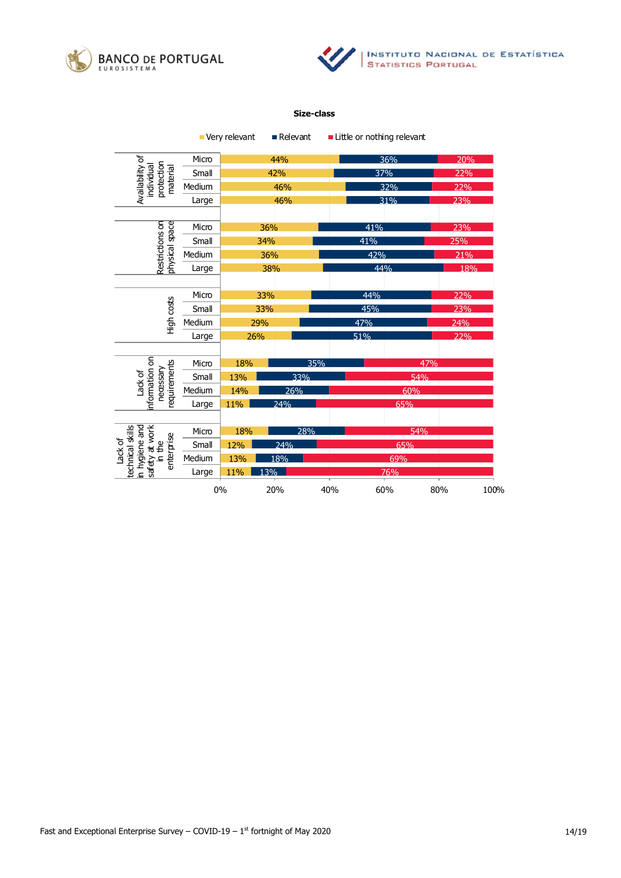**Size-class**

| | Size | Very relevant | Relevant | Little or nothing relevant |
|---|---|---|---|---|
| Availability of individual protection material | Micro | 44% | 36% | 20% |
| | Small | 42% | 37% | 22% |
| | Medium | 46% | 32% | 22% |
| | Large | 46% | 31% | 23% |
| Restrictions on physical space | Micro | 36% | 41% | 23% |
| | Small | 34% | 41% | 25% |
| | Medium | 36% | 42% | 21% |
| | Large | 38% | 44% | 18% |
| High costs | Micro | 33% | 44% | 22% |
| | Small | 33% | 45% | 23% |
| | Medium | 29% | 47% | 24% |
| | Large | 26% | 51% | 22% |
| Lack of information on necessary requirements | Micro | 18% | 35% | 47% |
| | Small | 13% | 33% | 54% |
| | Medium | 14% | 26% | 60% |
| | Large | 11% | 24% | 65% |
| Lack of technical skills in hygiene and safety at work in the enterprise | Micro | 18% | 28% | 54% |
| | Small | 12% | 24% | 65% |
| | Medium | 13% | 18% | 69% |
| | Large | 11% | 13% | 76% |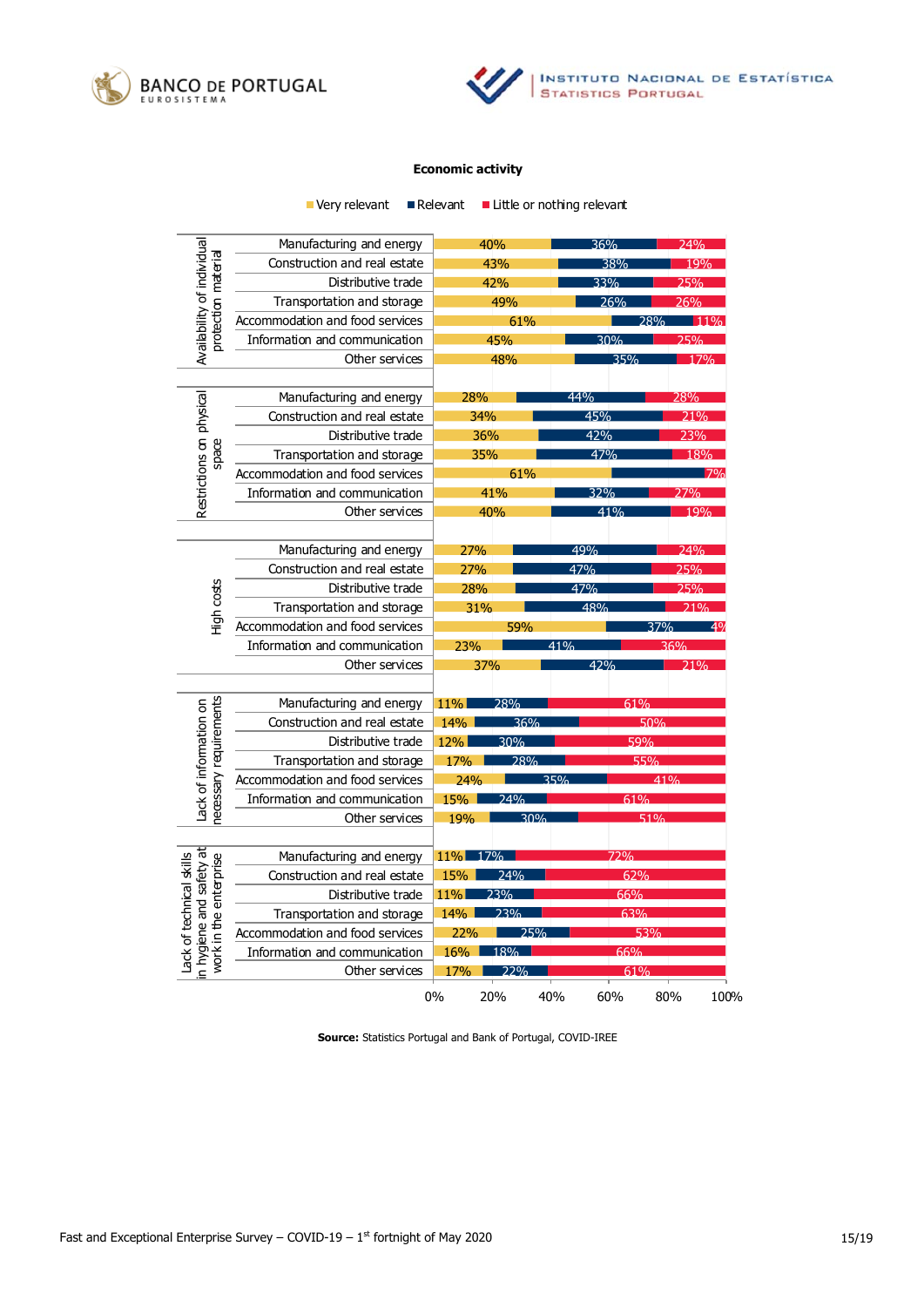**Economic activity**

| Factor | Economic activity | Very relevant | Relevant | Little or nothing relevant |
|---|---|---|---|---|
| Availability of individual protection material | Manufacturing and energy | 40% | 36% | 24% |
| | Construction and real estate | 43% | 38% | 19% |
| | Distributive trade | 42% | 33% | 25% |
| | Transportation and storage | 49% | 26% | 26% |
| | Accommodation and food services | 61% | 28% | 11% |
| | Information and communication | 45% | 30% | 25% |
| | Other services | 48% | 35% | 17% |
| Restrictions on physical space | Manufacturing and energy | 28% | 44% | 28% |
| | Construction and real estate | 34% | 45% | 21% |
| | Distributive trade | 36% | 42% | 23% |
| | Transportation and storage | 35% | 47% | 18% |
| | Accommodation and food services | 61% | | 7% |
| | Information and communication | 41% | 32% | 27% |
| | Other services | 40% | 41% | 19% |
| High costs | Manufacturing and energy | 27% | 49% | 24% |
| | Construction and real estate | 27% | 47% | 25% |
| | Distributive trade | 28% | 47% | 25% |
| | Transportation and storage | 31% | 48% | 21% |
| | Accommodation and food services | 59% | 37% | 4% |
| | Information and communication | 23% | 41% | 36% |
| | Other services | 37% | 42% | 21% |
| Lack of information on necessary requirements | Manufacturing and energy | 11% | 28% | 61% |
| | Construction and real estate | 14% | 36% | 50% |
| | Distributive trade | 12% | 30% | 59% |
| | Transportation and storage | 17% | 28% | 55% |
| | Accommodation and food services | 24% | 35% | 41% |
| | Information and communication | 15% | 24% | 61% |
| | Other services | 19% | 30% | 51% |
| Lack of technical skills in hygiene and safety at work in the enterprise | Manufacturing and energy | 11% | 17% | 72% |
| | Construction and real estate | 15% | 24% | 62% |
| | Distributive trade | 11% | 23% | 66% |
| | Transportation and storage | 14% | 23% | 63% |
| | Accommodation and food services | 22% | 25% | 53% |
| | Information and communication | 16% | 18% | 66% |
| | Other services | 17% | 22% | 61% |

**Source:** Statistics Portugal and Bank of Portugal, COVID-IREE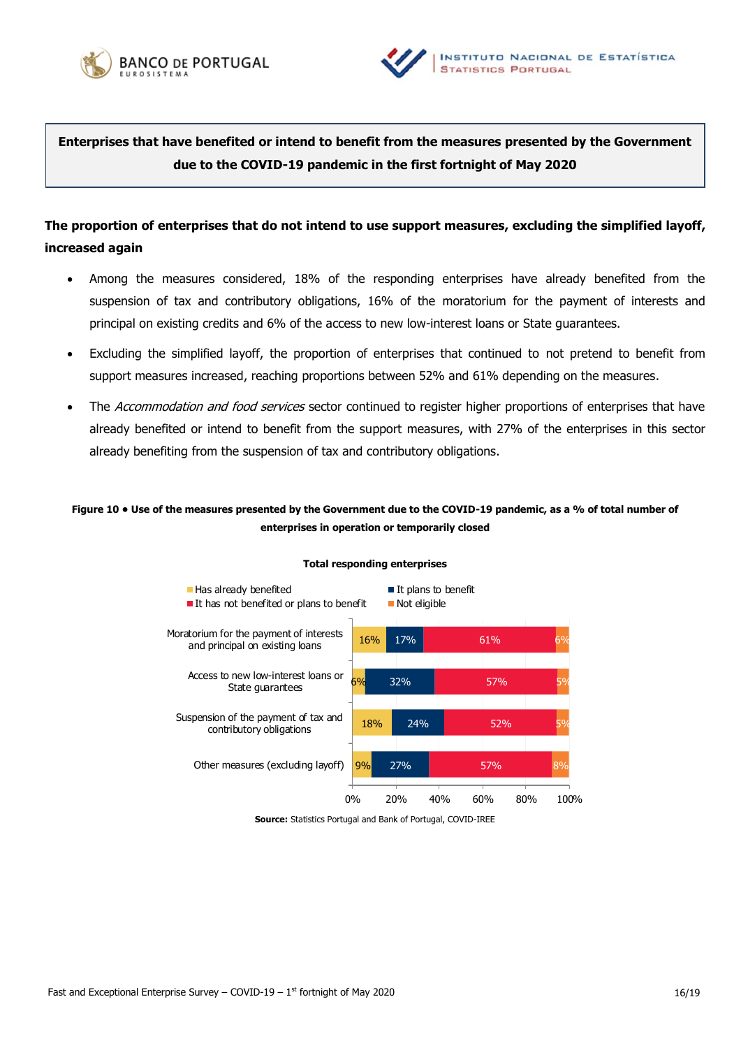**Enterprises that have benefited or intend to benefit from the measures presented by the Government due to the COVID-19 pandemic in the first fortnight of May 2020**

## The proportion of enterprises that do not intend to use support measures, excluding the simplified layoff, increased again

- Among the measures considered, 18% of the responding enterprises have already benefited from the suspension of tax and contributory obligations, 16% of the moratorium for the payment of interests and principal on existing credits and 6% of the access to new low-interest loans or State guarantees.
- Excluding the simplified layoff, the proportion of enterprises that continued to not pretend to benefit from support measures increased, reaching proportions between 52% and 61% depending on the measures.
- The *Accommodation and food services* sector continued to register higher proportions of enterprises that have already benefited or intend to benefit from the support measures, with 27% of the enterprises in this sector already benefiting from the suspension of tax and contributory obligations.

**Figure 10 • Use of the measures presented by the Government due to the COVID-19 pandemic, as a % of total number of enterprises in operation or temporarily closed**

**Total responding enterprises**

| | Has already benefited | It plans to benefit | It has not benefited or plans to benefit | Not eligible |
|---|---|---|---|---|
| Moratorium for the payment of interests and principal on existing loans | 16% | 17% | 61% | 6% |
| Access to new low-interest loans or State guarantees | 6% | 32% | 57% | 5% |
| Suspension of the payment of tax and contributory obligations | 18% | 24% | 52% | 5% |
| Other measures (excluding layoff) | 9% | 27% | 57% | 8% |

**Source:** Statistics Portugal and Bank of Portugal, COVID-IREE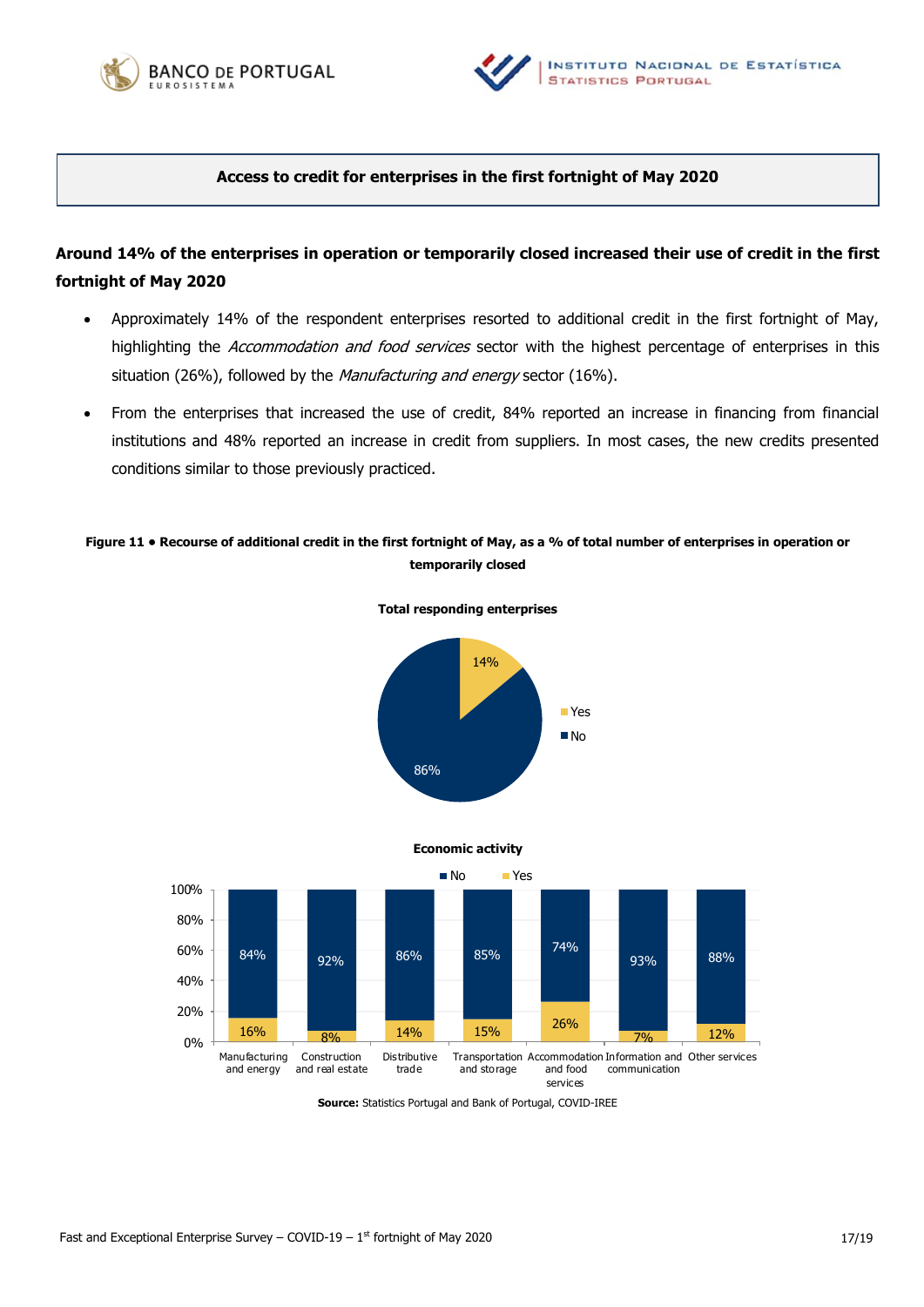## Access to credit for enterprises in the first fortnight of May 2020

**Around 14% of the enterprises in operation or temporarily closed increased their use of credit in the first fortnight of May 2020**

- Approximately 14% of the respondent enterprises resorted to additional credit in the first fortnight of May, highlighting the *Accommodation and food services* sector with the highest percentage of enterprises in this situation (26%), followed by the *Manufacturing and energy* sector (16%).
- From the enterprises that increased the use of credit, 84% reported an increase in financing from financial institutions and 48% reported an increase in credit from suppliers. In most cases, the new credits presented conditions similar to those previously practiced.

**Figure 11 • Recourse of additional credit in the first fortnight of May, as a % of total number of enterprises in operation or temporarily closed**

**Total responding enterprises**

| | % |
|---|---|
| Yes | 14% |
| No | 86% |

**Economic activity**

| | No | Yes |
|---|---|---|
| Manufacturing and energy | 84% | 16% |
| Construction and real estate | 92% | 8% |
| Distributive trade | 86% | 14% |
| Transportation and storage | 85% | 15% |
| Accommodation and food services | 74% | 26% |
| Information and communication | 93% | 7% |
| Other services | 88% | 12% |

**Source:** Statistics Portugal and Bank of Portugal, COVID-IREE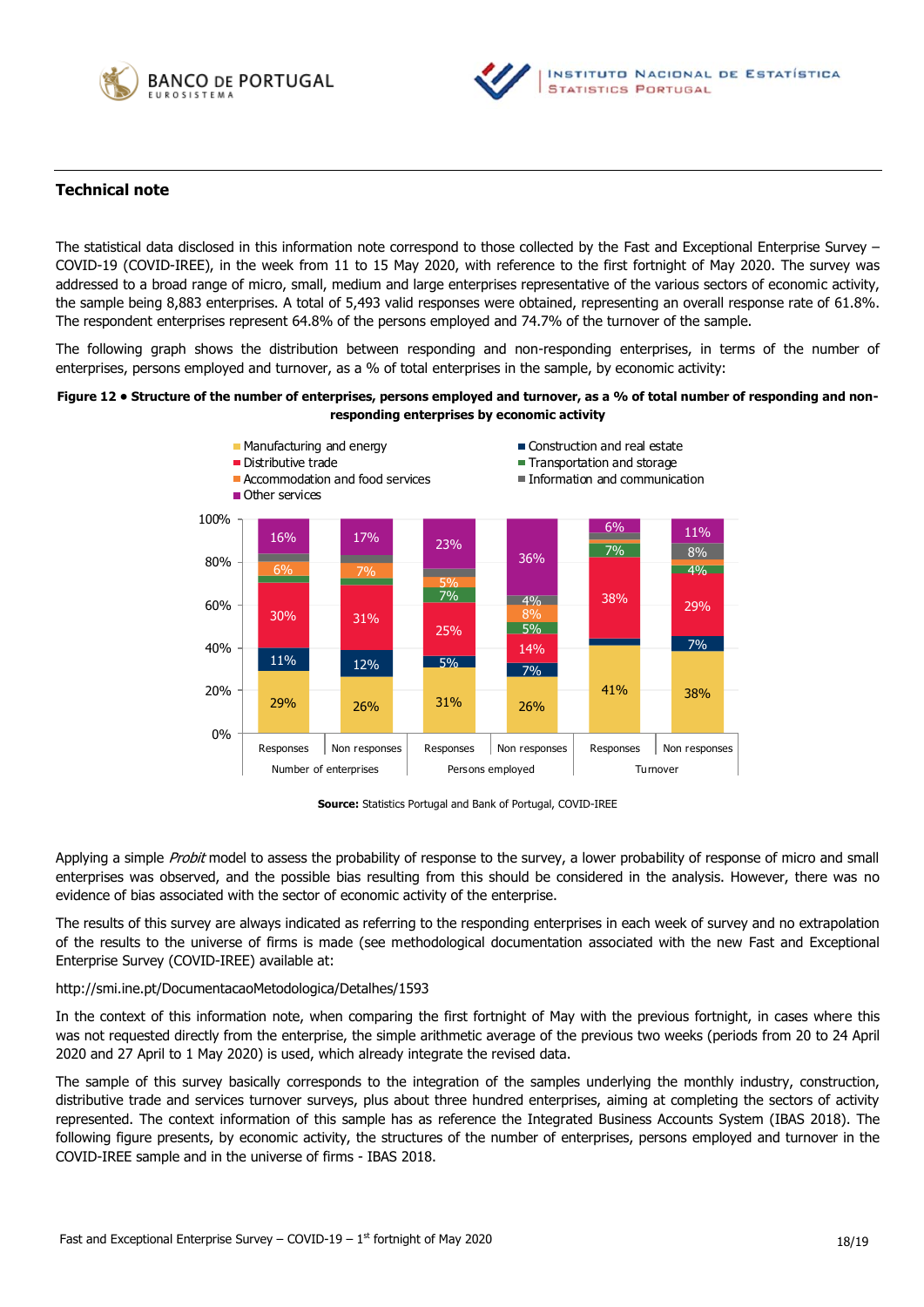## Technical note

The statistical data disclosed in this information note correspond to those collected by the Fast and Exceptional Enterprise Survey – COVID-19 (COVID-IREE), in the week from 11 to 15 May 2020, with reference to the first fortnight of May 2020. The survey was addressed to a broad range of micro, small, medium and large enterprises representative of the various sectors of economic activity, the sample being 8,883 enterprises. A total of 5,493 valid responses were obtained, representing an overall response rate of 61.8%. The respondent enterprises represent 64.8% of the persons employed and 74.7% of the turnover of the sample.

The following graph shows the distribution between responding and non-responding enterprises, in terms of the number of enterprises, persons employed and turnover, as a % of total enterprises in the sample, by economic activity:

**Figure 12 • Structure of the number of enterprises, persons employed and turnover, as a % of total number of responding and non-responding enterprises by economic activity**

| | Number of enterprises – Responses | Number of enterprises – Non responses | Persons employed – Responses | Persons employed – Non responses | Turnover – Responses | Turnover – Non responses |
|---|---|---|---|---|---|---|
| Manufacturing and energy | 29% | 26% | 31% | 26% | 41% | 38% |
| Construction and real estate | 11% | 12% | 5% | 7% | | 7% |
| Distributive trade | 30% | 31% | 25% | 14% | 38% | 29% |
| Transportation and storage | | | 7% | 5% | 7% | 4% |
| Accommodation and food services | 6% | 7% | 5% | 8% | | |
| Information and communication | | | | 4% | | 8% |
| Other services | 16% | 17% | 23% | 36% | 6% | 11% |

**Source:** Statistics Portugal and Bank of Portugal, COVID-IREE

Applying a simple *Probit* model to assess the probability of response to the survey, a lower probability of response of micro and small enterprises was observed, and the possible bias resulting from this should be considered in the analysis. However, there was no evidence of bias associated with the sector of economic activity of the enterprise.

The results of this survey are always indicated as referring to the responding enterprises in each week of survey and no extrapolation of the results to the universe of firms is made (see methodological documentation associated with the new Fast and Exceptional Enterprise Survey (COVID-IREE) available at:

http://smi.ine.pt/DocumentacaoMetodologica/Detalhes/1593

In the context of this information note, when comparing the first fortnight of May with the previous fortnight, in cases where this was not requested directly from the enterprise, the simple arithmetic average of the previous two weeks (periods from 20 to 24 April 2020 and 27 April to 1 May 2020) is used, which already integrate the revised data.

The sample of this survey basically corresponds to the integration of the samples underlying the monthly industry, construction, distributive trade and services turnover surveys, plus about three hundred enterprises, aiming at completing the sectors of activity represented. The context information of this sample has as reference the Integrated Business Accounts System (IBAS 2018). The following figure presents, by economic activity, the structures of the number of enterprises, persons employed and turnover in the COVID-IREE sample and in the universe of firms - IBAS 2018.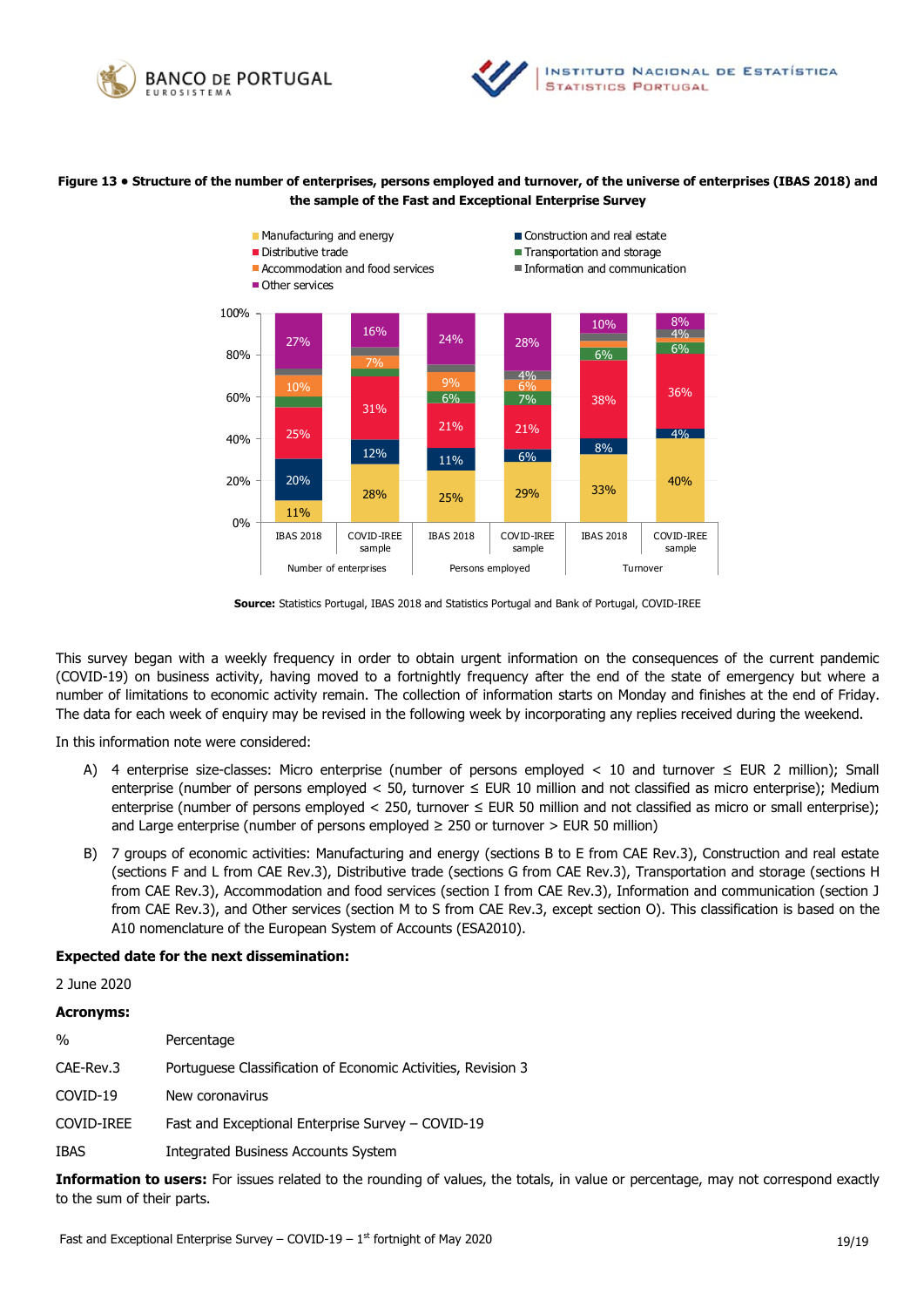**Figure 13 • Structure of the number of enterprises, persons employed and turnover, of the universe of enterprises (IBAS 2018) and the sample of the Fast and Exceptional Enterprise Survey**

Manufacturing and energy
Construction and real estate
Distributive trade
Transportation and storage
Accommodation and food services
Information and communication
Other services

100%
80%
60%
40%
20%
0%

IBAS 2018: 27%, 10%, 25%, 20%, 11%
COVID-IREE sample: 16%, 7%, 31%, 12%, 28%
IBAS 2018: 24%, 9%, 6%, 21%, 11%, 25%
COVID-IREE sample: 28%, 4%, 6%, 7%, 21%, 6%, 29%
IBAS 2018: 10%, 6%, 38%, 8%, 33%
COVID-IREE sample: 8%, 4%, 6%, 36%, 4%, 40%

Number of enterprises
Persons employed
Turnover

**Source:** Statistics Portugal, IBAS 2018 and Statistics Portugal and Bank of Portugal, COVID-IREE

This survey began with a weekly frequency in order to obtain urgent information on the consequences of the current pandemic (COVID-19) on business activity, having moved to a fortnightly frequency after the end of the state of emergency but where a number of limitations to economic activity remain. The collection of information starts on Monday and finishes at the end of Friday. The data for each week of enquiry may be revised in the following week by incorporating any replies received during the weekend.

In this information note were considered:

A) 4 enterprise size-classes: Micro enterprise (number of persons employed < 10 and turnover ≤ EUR 2 million); Small enterprise (number of persons employed < 50, turnover ≤ EUR 10 million and not classified as micro enterprise); Medium enterprise (number of persons employed < 250, turnover ≤ EUR 50 million and not classified as micro or small enterprise); and Large enterprise (number of persons employed ≥ 250 or turnover > EUR 50 million)

B) 7 groups of economic activities: Manufacturing and energy (sections B to E from CAE Rev.3), Construction and real estate (sections F and L from CAE Rev.3), Distributive trade (sections G from CAE Rev.3), Transportation and storage (sections H from CAE Rev.3), Accommodation and food services (section I from CAE Rev.3), Information and communication (section J from CAE Rev.3), and Other services (section M to S from CAE Rev.3, except section O). This classification is based on the A10 nomenclature of the European System of Accounts (ESA2010).

**Expected date for the next dissemination:**

2 June 2020

**Acronyms:**

| | |
|---|---|
| % | Percentage |
| CAE-Rev.3 | Portuguese Classification of Economic Activities, Revision 3 |
| COVID-19 | New coronavirus |
| COVID-IREE | Fast and Exceptional Enterprise Survey – COVID-19 |
| IBAS | Integrated Business Accounts System |

**Information to users:** For issues related to the rounding of values, the totals, in value or percentage, may not correspond exactly to the sum of their parts.